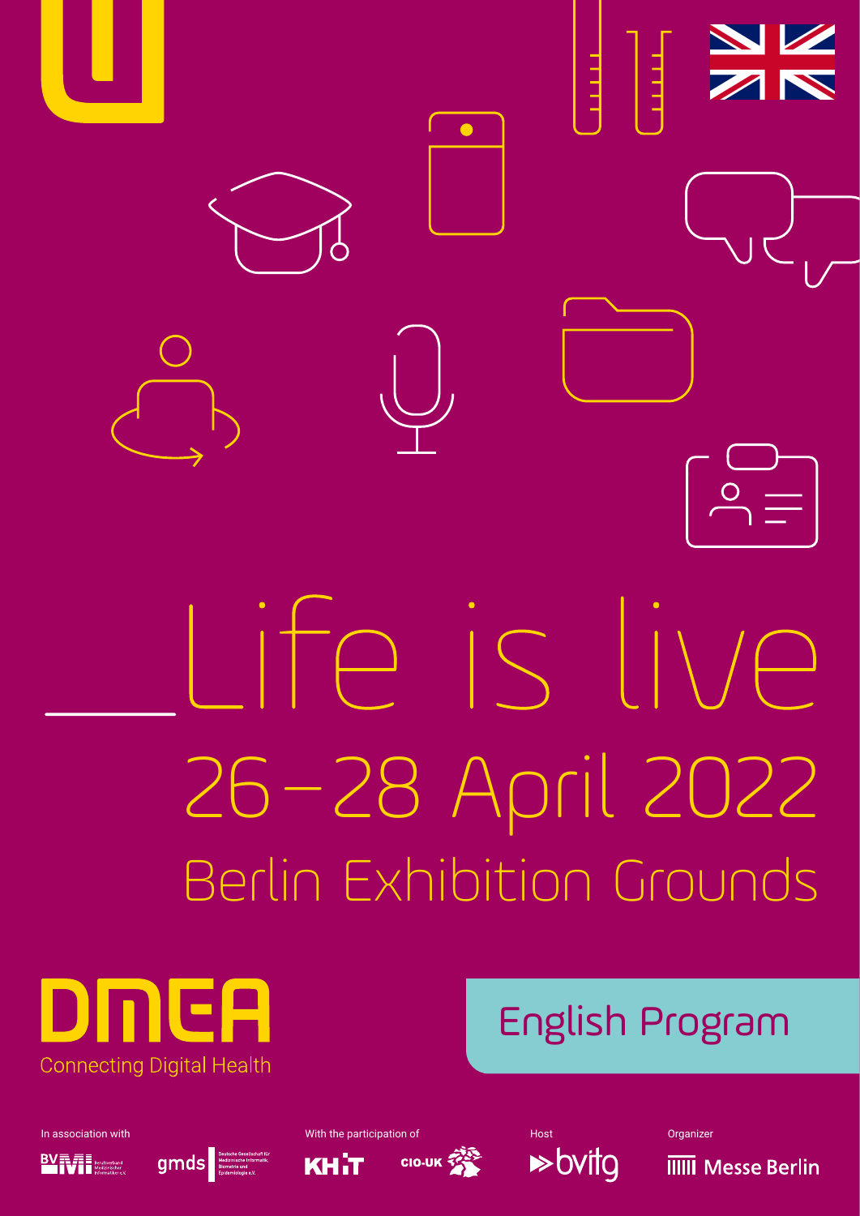# Life is live

## 26–28 April 2022

## Berlin Exhibition Grounds

DMEA

Connecting Digital Health

English Program

In association with

BVMI Berufsverband Medizinischer Informatiker e.V.

gmds Deutsche Gesellschaft für Medizinische Informatik, Biometrie und Epidemiologie e.V.

With the participation of

KH-IT

CIO-UK

Host

bvitg

Organizer

Messe Berlin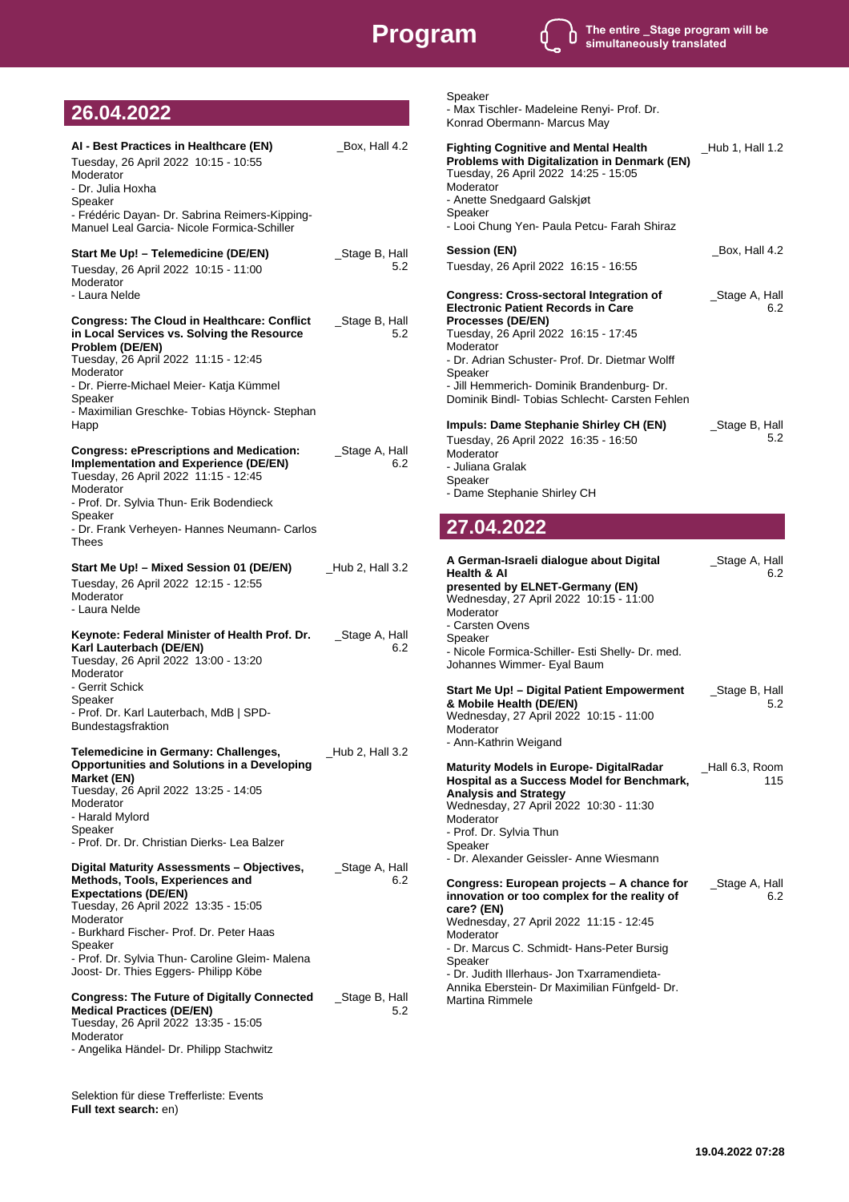# Program

The entire _Stage program will be simultaneously translated

## 26.04.2022

**AI - Best Practices in Healthcare (EN)** _Box, Hall 4.2
Tuesday, 26 April 2022 10:15 - 10:55
Moderator
- Dr. Julia Hoxha
Speaker
- Frédéric Dayan- Dr. Sabrina Reimers-Kipping- Manuel Leal Garcia- Nicole Formica-Schiller

**Start Me Up! – Telemedicine (DE/EN)** _Stage B, Hall 5.2
Tuesday, 26 April 2022 10:15 - 11:00
Moderator
- Laura Nelde

**Congress: The Cloud in Healthcare: Conflict in Local Services vs. Solving the Resource Problem (DE/EN)** _Stage B, Hall 5.2
Tuesday, 26 April 2022 11:15 - 12:45
Moderator
- Dr. Pierre-Michael Meier- Katja Kümmel
Speaker
- Maximilian Greschke- Tobias Höynck- Stephan Happ

**Congress: ePrescriptions and Medication: Implementation and Experience (DE/EN)** _Stage A, Hall 6.2
Tuesday, 26 April 2022 11:15 - 12:45
Moderator
- Prof. Dr. Sylvia Thun- Erik Bodendieck
Speaker
- Dr. Frank Verheyen- Hannes Neumann- Carlos Thees

**Start Me Up! – Mixed Session 01 (DE/EN)** _Hub 2, Hall 3.2
Tuesday, 26 April 2022 12:15 - 12:55
Moderator
- Laura Nelde

**Keynote: Federal Minister of Health Prof. Dr. Karl Lauterbach (DE/EN)** _Stage A, Hall 6.2
Tuesday, 26 April 2022 13:00 - 13:20
Moderator
- Gerrit Schick
Speaker
- Prof. Dr. Karl Lauterbach, MdB | SPD-Bundestagsfraktion

**Telemedicine in Germany: Challenges, Opportunities and Solutions in a Developing Market (EN)** _Hub 2, Hall 3.2
Tuesday, 26 April 2022 13:25 - 14:05
Moderator
- Harald Mylord
Speaker
- Prof. Dr. Dr. Christian Dierks- Lea Balzer

**Digital Maturity Assessments – Objectives, Methods, Tools, Experiences and Expectations (DE/EN)** _Stage A, Hall 6.2
Tuesday, 26 April 2022 13:35 - 15:05
Moderator
- Burkhard Fischer- Prof. Dr. Peter Haas
Speaker
- Prof. Dr. Sylvia Thun- Caroline Gleim- Malena Joost- Dr. Thies Eggers- Philipp Köbe

**Congress: The Future of Digitally Connected Medical Practices (DE/EN)** _Stage B, Hall 5.2
Tuesday, 26 April 2022 13:35 - 15:05
Moderator
- Angelika Händel- Dr. Philipp Stachwitz
Speaker
- Max Tischler- Madeleine Renyi- Prof. Dr. Konrad Obermann- Marcus May

**Fighting Cognitive and Mental Health Problems with Digitalization in Denmark (EN)** _Hub 1, Hall 1.2
Tuesday, 26 April 2022 14:25 - 15:05
Moderator
- Anette Snedgaard Galskjøt
Speaker
- Looi Chung Yen- Paula Petcu- Farah Shiraz

**Session (EN)** _Box, Hall 4.2
Tuesday, 26 April 2022 16:15 - 16:55

**Congress: Cross-sectoral Integration of Electronic Patient Records in Care Processes (DE/EN)** _Stage A, Hall 6.2
Tuesday, 26 April 2022 16:15 - 17:45
Moderator
- Dr. Adrian Schuster- Prof. Dr. Dietmar Wolff
Speaker
- Jill Hemmerich- Dominik Brandenburg- Dr. Dominik Bindl- Tobias Schlecht- Carsten Fehlen

**Impuls: Dame Stephanie Shirley CH (EN)** _Stage B, Hall 5.2
Tuesday, 26 April 2022 16:35 - 16:50
Moderator
- Juliana Gralak
Speaker
- Dame Stephanie Shirley CH

## 27.04.2022

**A German-Israeli dialogue about Digital Health & AI presented by ELNET-Germany (EN)** _Stage A, Hall 6.2
Wednesday, 27 April 2022 10:15 - 11:00
Moderator
- Carsten Ovens
Speaker
- Nicole Formica-Schiller- Esti Shelly- Dr. med. Johannes Wimmer- Eyal Baum

**Start Me Up! – Digital Patient Empowerment & Mobile Health (DE/EN)** _Stage B, Hall 5.2
Wednesday, 27 April 2022 10:15 - 11:00
Moderator
- Ann-Kathrin Weigand

**Maturity Models in Europe- DigitalRadar Hospital as a Success Model for Benchmark, Analysis and Strategy** _Hall 6.3, Room 115
Wednesday, 27 April 2022 10:30 - 11:30
Moderator
- Prof. Dr. Sylvia Thun
Speaker
- Dr. Alexander Geissler- Anne Wiesmann

**Congress: European projects – A chance for innovation or too complex for the reality of care? (EN)** _Stage A, Hall 6.2
Wednesday, 27 April 2022 11:15 - 12:45
Moderator
- Dr. Marcus C. Schmidt- Hans-Peter Bursig
Speaker
- Dr. Judith Illerhaus- Jon Txarramendieta-Annika Eberstein- Dr Maximilian Fünfgeld- Dr. Martina Rimmele

Selektion für diese Trefferliste: Events
**Full text search:** en)

19.04.2022 07:28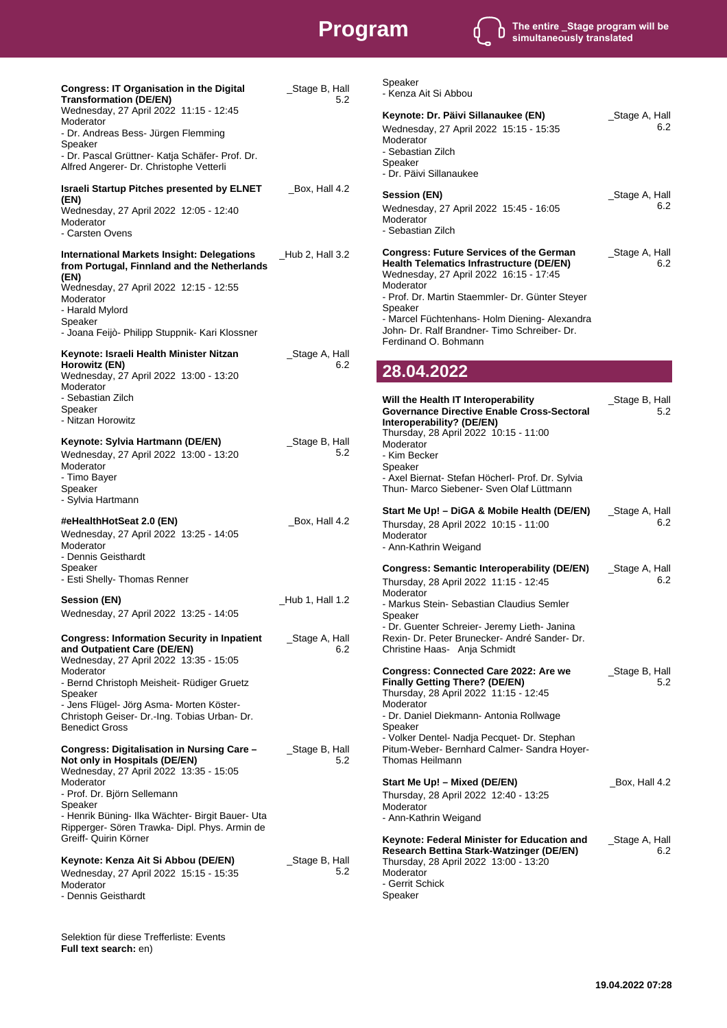# Program

The entire _Stage program will be simultaneously translated

**Congress: IT Organisation in the Digital Transformation (DE/EN)** — _Stage B, Hall 5.2
Wednesday, 27 April 2022 11:15 - 12:45
Moderator
- Dr. Andreas Bess- Jürgen Flemming
Speaker
- Dr. Pascal Grüttner- Katja Schäfer- Prof. Dr. Alfred Angerer- Dr. Christophe Vetterli

**Israeli Startup Pitches presented by ELNET (EN)** — _Box, Hall 4.2
Wednesday, 27 April 2022 12:05 - 12:40
Moderator
- Carsten Ovens

**International Markets Insight: Delegations from Portugal, Finnland and the Netherlands (EN)** — _Hub 2, Hall 3.2
Wednesday, 27 April 2022 12:15 - 12:55
Moderator
- Harald Mylord
Speaker
- Joana Feijò- Philipp Stuppnik- Kari Klossner

**Keynote: Israeli Health Minister Nitzan Horowitz (EN)** — _Stage A, Hall 6.2
Wednesday, 27 April 2022 13:00 - 13:20
Moderator
- Sebastian Zilch
Speaker
- Nitzan Horowitz

**Keynote: Sylvia Hartmann (DE/EN)** — _Stage B, Hall 5.2
Wednesday, 27 April 2022 13:00 - 13:20
Moderator
- Timo Bayer
Speaker
- Sylvia Hartmann

**#eHealthHotSeat 2.0 (EN)** — _Box, Hall 4.2
Wednesday, 27 April 2022 13:25 - 14:05
Moderator
- Dennis Geisthardt
Speaker
- Esti Shelly- Thomas Renner

**Session (EN)** — _Hub 1, Hall 1.2
Wednesday, 27 April 2022 13:25 - 14:05

**Congress: Information Security in Inpatient and Outpatient Care (DE/EN)** — _Stage A, Hall 6.2
Wednesday, 27 April 2022 13:35 - 15:05
Moderator
- Bernd Christoph Meisheit- Rüdiger Gruetz
Speaker
- Jens Flügel- Jörg Asma- Morten Köster-Christoph Geiser- Dr.-Ing. Tobias Urban- Dr. Benedict Gross

**Congress: Digitalisation in Nursing Care – Not only in Hospitals (DE/EN)** — _Stage B, Hall 5.2
Wednesday, 27 April 2022 13:35 - 15:05
Moderator
- Prof. Dr. Björn Sellemann
Speaker
- Henrik Büning- Ilka Wächter- Birgit Bauer- Uta Ripperger- Sören Trawka- Dipl. Phys. Armin de Greiff- Quirin Körner

**Keynote: Kenza Ait Si Abbou (DE/EN)** — _Stage B, Hall 5.2
Wednesday, 27 April 2022 15:15 - 15:35
Moderator
- Dennis Geisthardt
Speaker
- Kenza Ait Si Abbou

**Keynote: Dr. Päivi Sillanaukee (EN)** — _Stage A, Hall 6.2
Wednesday, 27 April 2022 15:15 - 15:35
Moderator
- Sebastian Zilch
Speaker
- Dr. Päivi Sillanaukee

**Session (EN)** — _Stage A, Hall 6.2
Wednesday, 27 April 2022 15:45 - 16:05
Moderator
- Sebastian Zilch

**Congress: Future Services of the German Health Telematics Infrastructure (DE/EN)** — _Stage A, Hall 6.2
Wednesday, 27 April 2022 16:15 - 17:45
Moderator
- Prof. Dr. Martin Staemmler- Dr. Günter Steyer
Speaker
- Marcel Füchtenhans- Holm Diening- Alexandra John- Dr. Ralf Brandner- Timo Schreiber- Dr. Ferdinand O. Bohmann

## 28.04.2022

**Will the Health IT Interoperability Governance Directive Enable Cross-Sectoral Interoperability? (DE/EN)** — _Stage B, Hall 5.2
Thursday, 28 April 2022 10:15 - 11:00
Moderator
- Kim Becker
Speaker
- Axel Biernat- Stefan Höcherl- Prof. Dr. Sylvia Thun- Marco Siebener- Sven Olaf Lüttmann

**Start Me Up! – DiGA & Mobile Health (DE/EN)** — _Stage A, Hall 6.2
Thursday, 28 April 2022 10:15 - 11:00
Moderator
- Ann-Kathrin Weigand

**Congress: Semantic Interoperability (DE/EN)** — _Stage A, Hall 6.2
Thursday, 28 April 2022 11:15 - 12:45
Moderator
- Markus Stein- Sebastian Claudius Semler
Speaker
- Dr. Guenter Schreier- Jeremy Lieth- Janina Rexin- Dr. Peter Brunecker- André Sander- Dr. Christine Haas- Anja Schmidt

**Congress: Connected Care 2022: Are we Finally Getting There? (DE/EN)** — _Stage B, Hall 5.2
Thursday, 28 April 2022 11:15 - 12:45
Moderator
- Dr. Daniel Diekmann- Antonia Rollwage
Speaker
- Volker Dentel- Nadja Pecquet- Dr. Stephan Pitum-Weber- Bernhard Calmer- Sandra Hoyer-Thomas Heilmann

**Start Me Up! – Mixed (DE/EN)** — _Box, Hall 4.2
Thursday, 28 April 2022 12:40 - 13:25
Moderator
- Ann-Kathrin Weigand

**Keynote: Federal Minister for Education and Research Bettina Stark-Watzinger (DE/EN)** — _Stage A, Hall 6.2
Thursday, 28 April 2022 13:00 - 13:20
Moderator
- Gerrit Schick
Speaker

Selektion für diese Trefferliste: Events
**Full text search:** en)

19.04.2022 07:28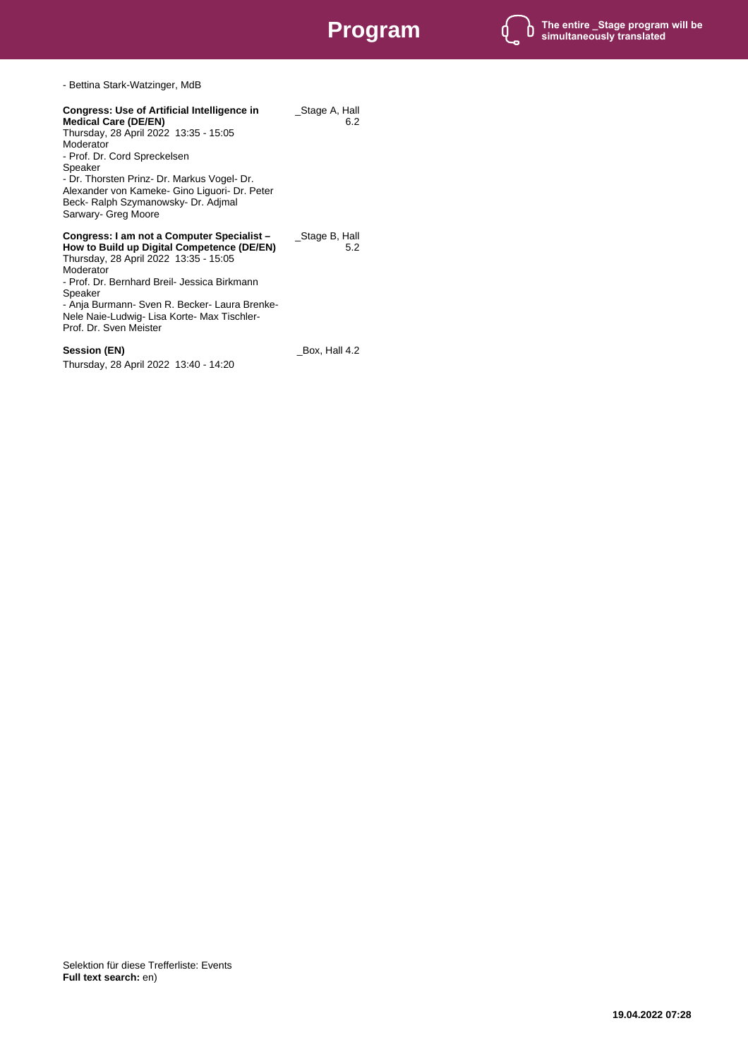- Bettina Stark-Watzinger, MdB

**Congress: Use of Artificial Intelligence in Medical Care (DE/EN)** _Stage A, Hall 6.2
Thursday, 28 April 2022 13:35 - 15:05
Moderator
- Prof. Dr. Cord Spreckelsen
Speaker
- Dr. Thorsten Prinz- Dr. Markus Vogel- Dr. Alexander von Kameke- Gino Liguori- Dr. Peter Beck- Ralph Szymanowsky- Dr. Adjmal Sarwary- Greg Moore

**Congress: I am not a Computer Specialist – How to Build up Digital Competence (DE/EN)** _Stage B, Hall 5.2
Thursday, 28 April 2022 13:35 - 15:05
Moderator
- Prof. Dr. Bernhard Breil- Jessica Birkmann
Speaker
- Anja Burmann- Sven R. Becker- Laura Brenke-Nele Naie-Ludwig- Lisa Korte- Max Tischler-Prof. Dr. Sven Meister

**Session (EN)** _Box, Hall 4.2
Thursday, 28 April 2022 13:40 - 14:20

Selektion für diese Trefferliste: Events
**Full text search:** en)